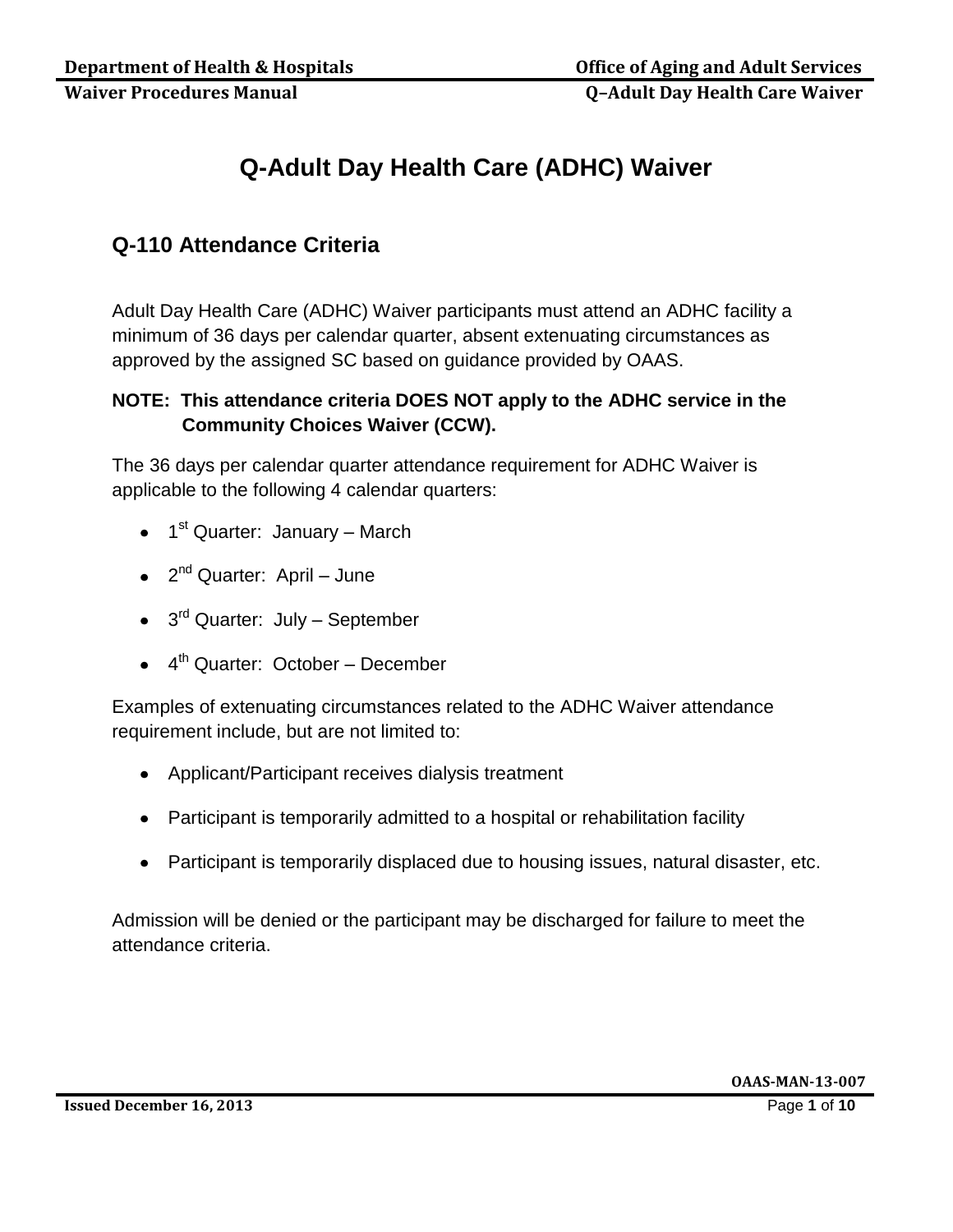# Q-Adult Day Health Care (ADHC) Waiver

## Q-110 Attendance Criteria

Adult Day Health Care (ADHC) Waiver participants must attend an ADHC facility a minimum of 36 days per calendar quarter, absent extenuating circumstances as approved by the assigned SC based on guidance provided by OAAS.

**NOTE: This attendance criteria DOES NOT apply to the ADHC service in the Community Choices Waiver (CCW).**

The 36 days per calendar quarter attendance requirement for ADHC Waiver is applicable to the following 4 calendar quarters:

- 1st Quarter: January – March
- 2nd Quarter: April – June
- 3rd Quarter: July – September
- 4th Quarter: October – December

Examples of extenuating circumstances related to the ADHC Waiver attendance requirement include, but are not limited to:

- Applicant/Participant receives dialysis treatment
- Participant is temporarily admitted to a hospital or rehabilitation facility
- Participant is temporarily displaced due to housing issues, natural disaster, etc.

Admission will be denied or the participant may be discharged for failure to meet the attendance criteria.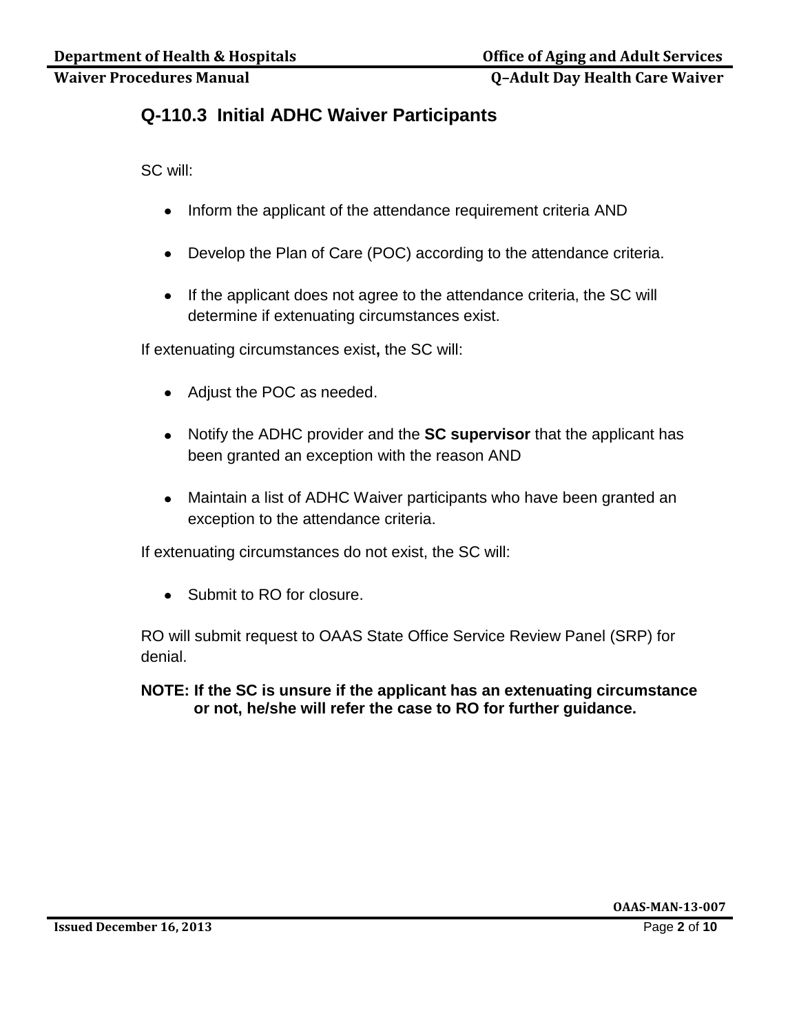## Q-110.3 Initial ADHC Waiver Participants

SC will:

- Inform the applicant of the attendance requirement criteria AND
- Develop the Plan of Care (POC) according to the attendance criteria.
- If the applicant does not agree to the attendance criteria, the SC will determine if extenuating circumstances exist.

If extenuating circumstances exist**,** the SC will:

- Adjust the POC as needed.
- Notify the ADHC provider and the **SC supervisor** that the applicant has been granted an exception with the reason AND
- Maintain a list of ADHC Waiver participants who have been granted an exception to the attendance criteria.

If extenuating circumstances do not exist, the SC will:

- Submit to RO for closure.

RO will submit request to OAAS State Office Service Review Panel (SRP) for denial.

**NOTE: If the SC is unsure if the applicant has an extenuating circumstance or not, he/she will refer the case to RO for further guidance.**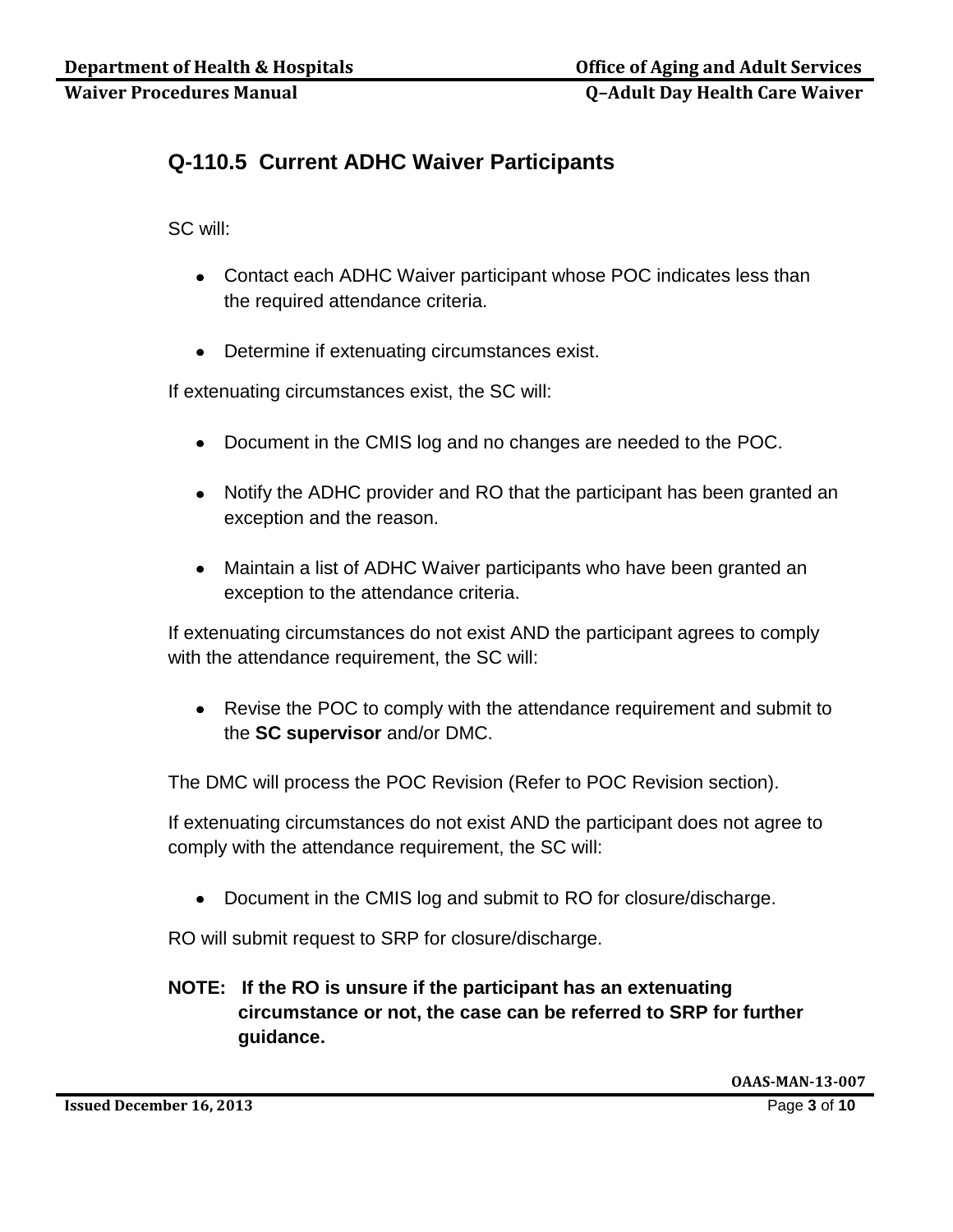## Q-110.5 Current ADHC Waiver Participants

SC will:

- Contact each ADHC Waiver participant whose POC indicates less than the required attendance criteria.
- Determine if extenuating circumstances exist.

If extenuating circumstances exist, the SC will:

- Document in the CMIS log and no changes are needed to the POC.
- Notify the ADHC provider and RO that the participant has been granted an exception and the reason.
- Maintain a list of ADHC Waiver participants who have been granted an exception to the attendance criteria.

If extenuating circumstances do not exist AND the participant agrees to comply with the attendance requirement, the SC will:

- Revise the POC to comply with the attendance requirement and submit to the **SC supervisor** and/or DMC.

The DMC will process the POC Revision (Refer to POC Revision section).

If extenuating circumstances do not exist AND the participant does not agree to comply with the attendance requirement, the SC will:

- Document in the CMIS log and submit to RO for closure/discharge.

RO will submit request to SRP for closure/discharge.

**NOTE: If the RO is unsure if the participant has an extenuating circumstance or not, the case can be referred to SRP for further guidance.**

OAAS-MAN-13-007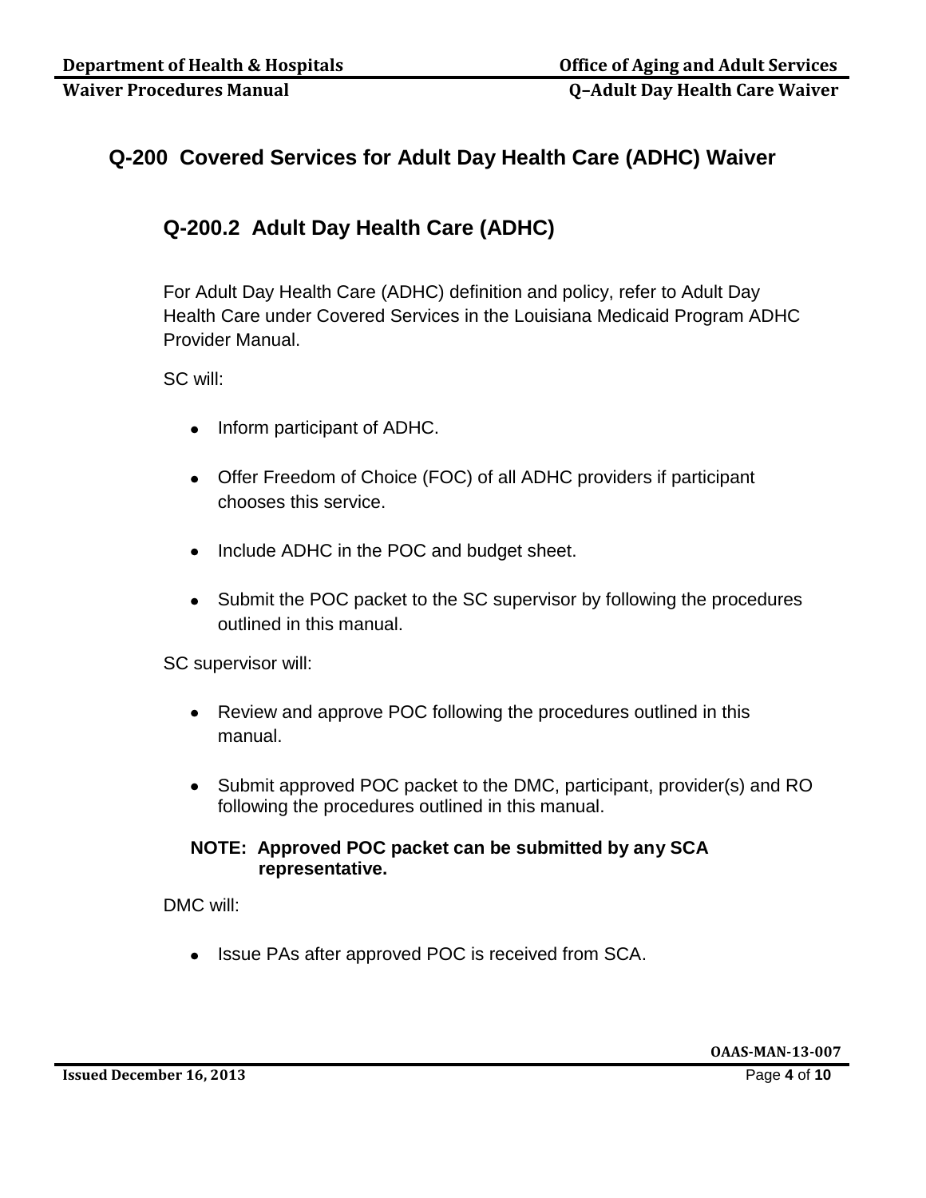## Q-200 Covered Services for Adult Day Health Care (ADHC) Waiver

### Q-200.2 Adult Day Health Care (ADHC)

For Adult Day Health Care (ADHC) definition and policy, refer to Adult Day Health Care under Covered Services in the Louisiana Medicaid Program ADHC Provider Manual.

SC will:

- Inform participant of ADHC.
- Offer Freedom of Choice (FOC) of all ADHC providers if participant chooses this service.
- Include ADHC in the POC and budget sheet.
- Submit the POC packet to the SC supervisor by following the procedures outlined in this manual.

SC supervisor will:

- Review and approve POC following the procedures outlined in this manual.
- Submit approved POC packet to the DMC, participant, provider(s) and RO following the procedures outlined in this manual.

**NOTE: Approved POC packet can be submitted by any SCA representative.**

DMC will:

- Issue PAs after approved POC is received from SCA.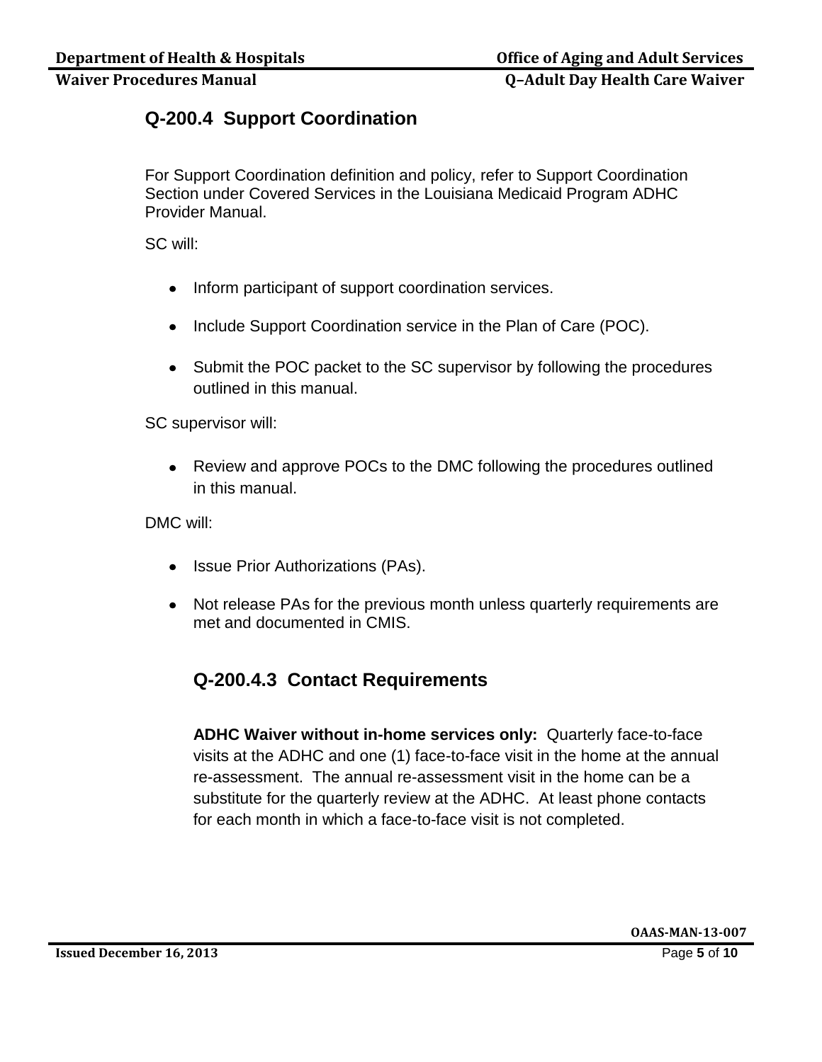## Q-200.4 Support Coordination

For Support Coordination definition and policy, refer to Support Coordination Section under Covered Services in the Louisiana Medicaid Program ADHC Provider Manual.

SC will:

- Inform participant of support coordination services.
- Include Support Coordination service in the Plan of Care (POC).
- Submit the POC packet to the SC supervisor by following the procedures outlined in this manual.

SC supervisor will:

- Review and approve POCs to the DMC following the procedures outlined in this manual.

DMC will:

- Issue Prior Authorizations (PAs).
- Not release PAs for the previous month unless quarterly requirements are met and documented in CMIS.

### Q-200.4.3 Contact Requirements

**ADHC Waiver without in-home services only:** Quarterly face-to-face visits at the ADHC and one (1) face-to-face visit in the home at the annual re-assessment. The annual re-assessment visit in the home can be a substitute for the quarterly review at the ADHC. At least phone contacts for each month in which a face-to-face visit is not completed.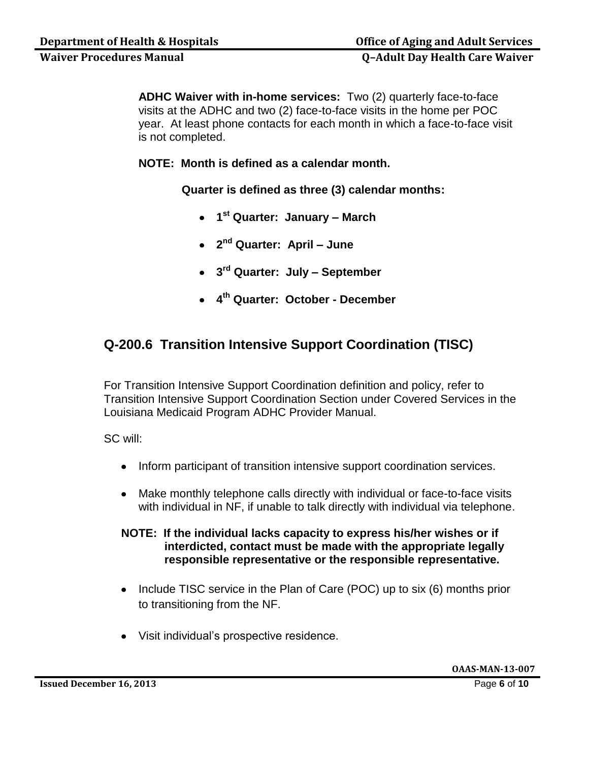**ADHC Waiver with in-home services:** Two (2) quarterly face-to-face visits at the ADHC and two (2) face-to-face visits in the home per POC year. At least phone contacts for each month in which a face-to-face visit is not completed.

**NOTE: Month is defined as a calendar month.**

**Quarter is defined as three (3) calendar months:**

- **1st Quarter: January – March**
- **2nd Quarter: April – June**
- **3rd Quarter: July – September**
- **4th Quarter: October - December**

## Q-200.6 Transition Intensive Support Coordination (TISC)

For Transition Intensive Support Coordination definition and policy, refer to Transition Intensive Support Coordination Section under Covered Services in the Louisiana Medicaid Program ADHC Provider Manual.

SC will:

- Inform participant of transition intensive support coordination services.
- Make monthly telephone calls directly with individual or face-to-face visits with individual in NF, if unable to talk directly with individual via telephone.

**NOTE: If the individual lacks capacity to express his/her wishes or if interdicted, contact must be made with the appropriate legally responsible representative or the responsible representative.**

- Include TISC service in the Plan of Care (POC) up to six (6) months prior to transitioning from the NF.
- Visit individual's prospective residence.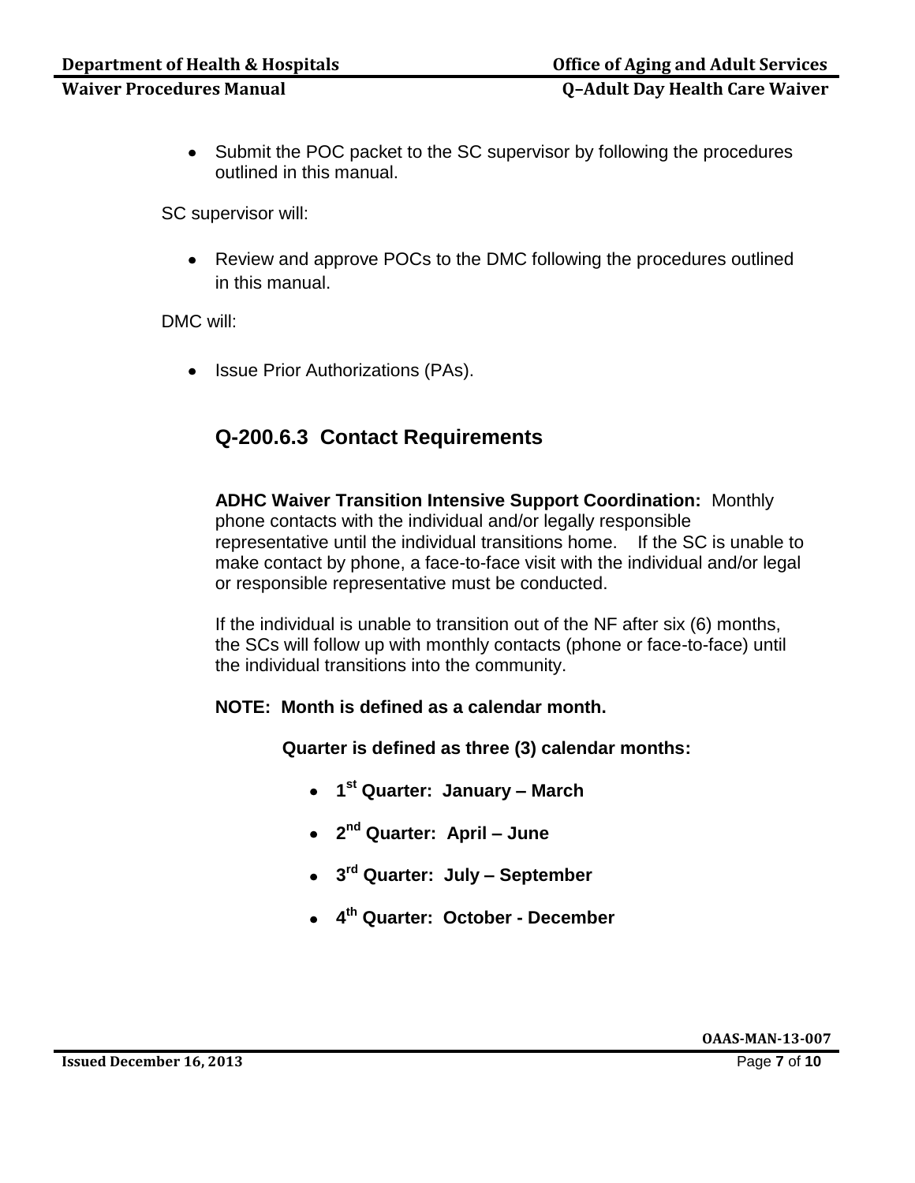- Submit the POC packet to the SC supervisor by following the procedures outlined in this manual.

SC supervisor will:

- Review and approve POCs to the DMC following the procedures outlined in this manual.

DMC will:

- Issue Prior Authorizations (PAs).

## Q-200.6.3 Contact Requirements

**ADHC Waiver Transition Intensive Support Coordination:** Monthly phone contacts with the individual and/or legally responsible representative until the individual transitions home. If the SC is unable to make contact by phone, a face-to-face visit with the individual and/or legal or responsible representative must be conducted.

If the individual is unable to transition out of the NF after six (6) months, the SCs will follow up with monthly contacts (phone or face-to-face) until the individual transitions into the community.

**NOTE: Month is defined as a calendar month.**

**Quarter is defined as three (3) calendar months:**

- **1st Quarter: January – March**
- **2nd Quarter: April – June**
- **3rd Quarter: July – September**
- **4th Quarter: October - December**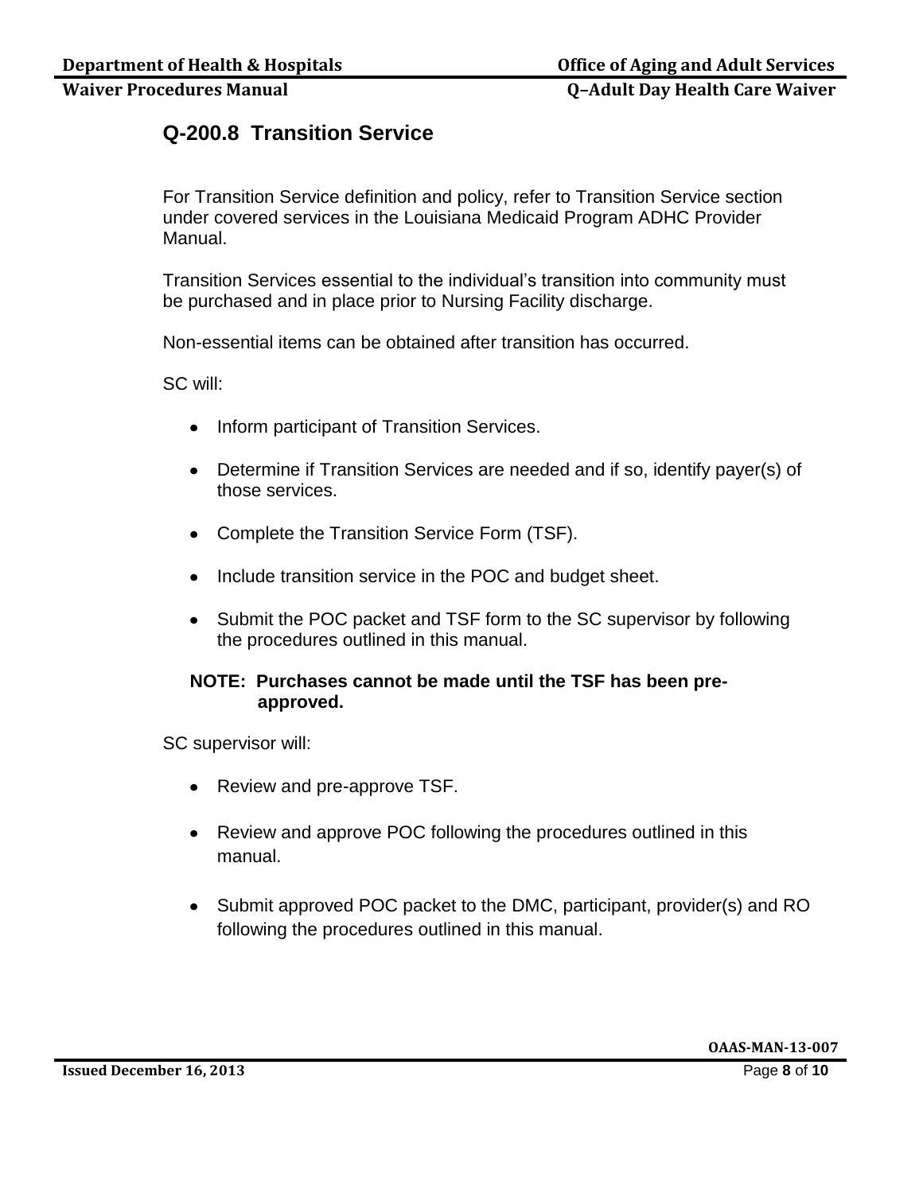## Q-200.8 Transition Service

For Transition Service definition and policy, refer to Transition Service section under covered services in the Louisiana Medicaid Program ADHC Provider Manual.

Transition Services essential to the individual's transition into community must be purchased and in place prior to Nursing Facility discharge.

Non-essential items can be obtained after transition has occurred.

SC will:

- Inform participant of Transition Services.
- Determine if Transition Services are needed and if so, identify payer(s) of those services.
- Complete the Transition Service Form (TSF).
- Include transition service in the POC and budget sheet.
- Submit the POC packet and TSF form to the SC supervisor by following the procedures outlined in this manual.

**NOTE: Purchases cannot be made until the TSF has been pre-approved.**

SC supervisor will:

- Review and pre-approve TSF.
- Review and approve POC following the procedures outlined in this manual.
- Submit approved POC packet to the DMC, participant, provider(s) and RO following the procedures outlined in this manual.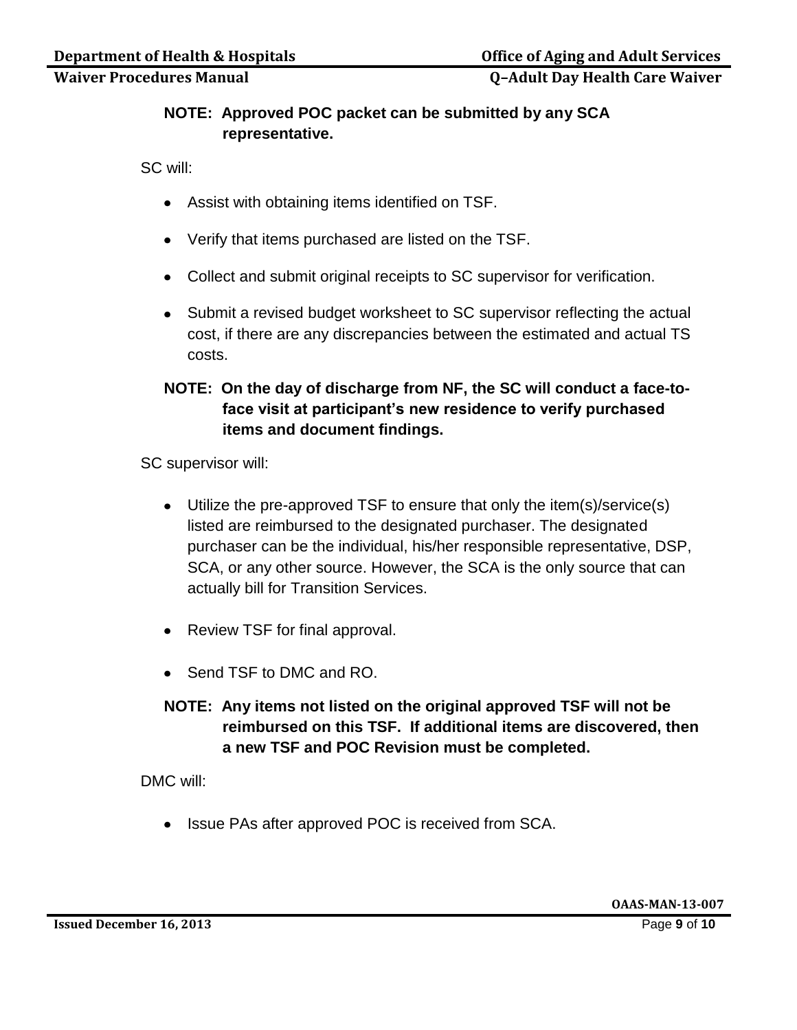**NOTE: Approved POC packet can be submitted by any SCA representative.**

SC will:

- Assist with obtaining items identified on TSF.
- Verify that items purchased are listed on the TSF.
- Collect and submit original receipts to SC supervisor for verification.
- Submit a revised budget worksheet to SC supervisor reflecting the actual cost, if there are any discrepancies between the estimated and actual TS costs.

**NOTE: On the day of discharge from NF, the SC will conduct a face-to-face visit at participant's new residence to verify purchased items and document findings.**

SC supervisor will:

- Utilize the pre-approved TSF to ensure that only the item(s)/service(s) listed are reimbursed to the designated purchaser. The designated purchaser can be the individual, his/her responsible representative, DSP, SCA, or any other source. However, the SCA is the only source that can actually bill for Transition Services.
- Review TSF for final approval.
- Send TSF to DMC and RO.

**NOTE: Any items not listed on the original approved TSF will not be reimbursed on this TSF. If additional items are discovered, then a new TSF and POC Revision must be completed.**

DMC will:

- Issue PAs after approved POC is received from SCA.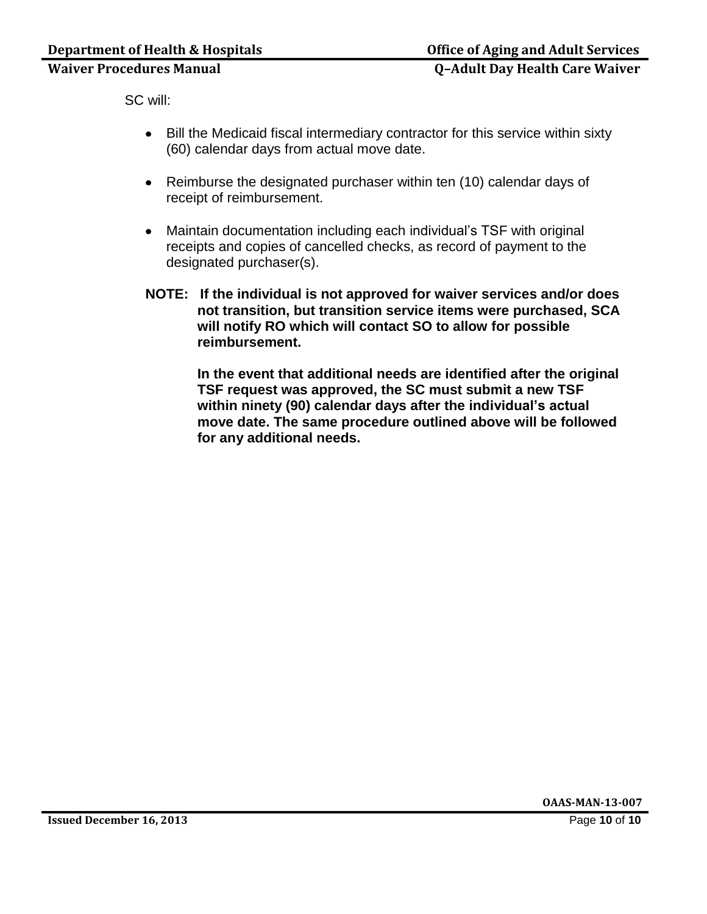SC will:

- Bill the Medicaid fiscal intermediary contractor for this service within sixty (60) calendar days from actual move date.
- Reimburse the designated purchaser within ten (10) calendar days of receipt of reimbursement.
- Maintain documentation including each individual's TSF with original receipts and copies of cancelled checks, as record of payment to the designated purchaser(s).

**NOTE: If the individual is not approved for waiver services and/or does not transition, but transition service items were purchased, SCA will notify RO which will contact SO to allow for possible reimbursement.**

**In the event that additional needs are identified after the original TSF request was approved, the SC must submit a new TSF within ninety (90) calendar days after the individual's actual move date. The same procedure outlined above will be followed for any additional needs.**